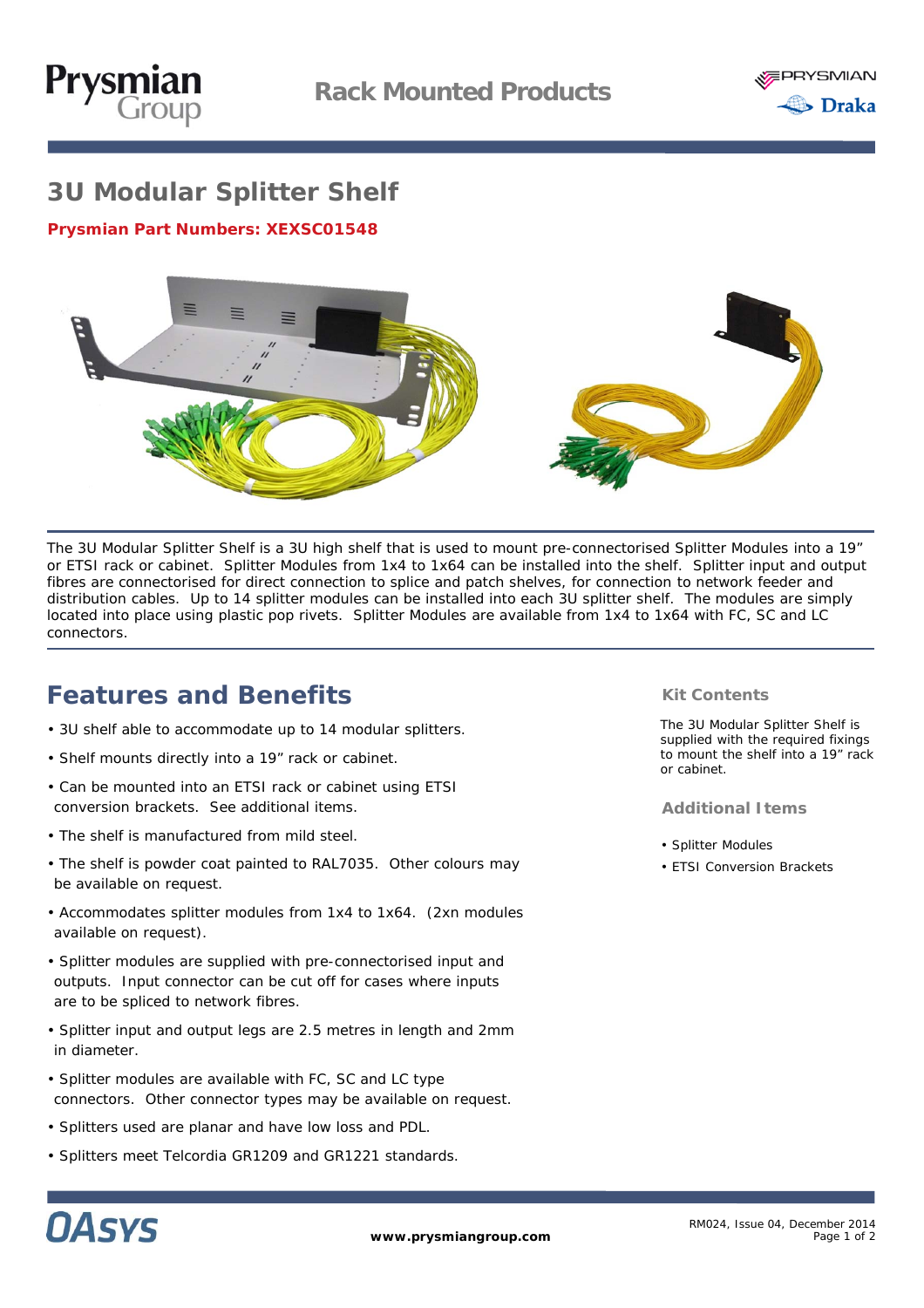# 3U Modular Splitter Shelf

**Prysmian Part Numbers: XEXSC01548**

The 3U Modular Splitter Shelf is a 3U high shelf that is used to mount pre-connectorised Splitter Modules into a 19" or ETSI rack or cabinet. Splitter Modules from 1x4 to 1x64 can be installed into the shelf. Splitter input and output fibres are connectorised for direct connection to splice and patch shelves, for connection to network feeder and distribution cables. Up to 14 splitter modules can be installed into each 3U splitter shelf. The modules are simply located into place using plastic pop rivets. Splitter Modules are available from 1x4 to 1x64 with FC, SC and LC connectors.

## Features and Benefits

- 3U shelf able to accommodate up to 14 modular splitters.
- Shelf mounts directly into a 19" rack or cabinet.
- Can be mounted into an ETSI rack or cabinet using ETSI conversion brackets. See additional items.
- The shelf is manufactured from mild steel.
- The shelf is powder coat painted to RAL7035. Other colours may be available on request.
- Accommodates splitter modules from 1x4 to 1x64. (2xn modules available on request).
- Splitter modules are supplied with pre-connectorised input and outputs. Input connector can be cut off for cases where inputs are to be spliced to network fibres.
- Splitter input and output legs are 2.5 metres in length and 2mm in diameter.
- Splitter modules are available with FC, SC and LC type connectors. Other connector types may be available on request.
- Splitters used are planar and have low loss and PDL.
- Splitters meet Telcordia GR1209 and GR1221 standards.

### Kit Contents

The 3U Modular Splitter Shelf is supplied with the required fixings to mount the shelf into a 19" rack or cabinet.

### Additional Items

- Splitter Modules
- ETSI Conversion Brackets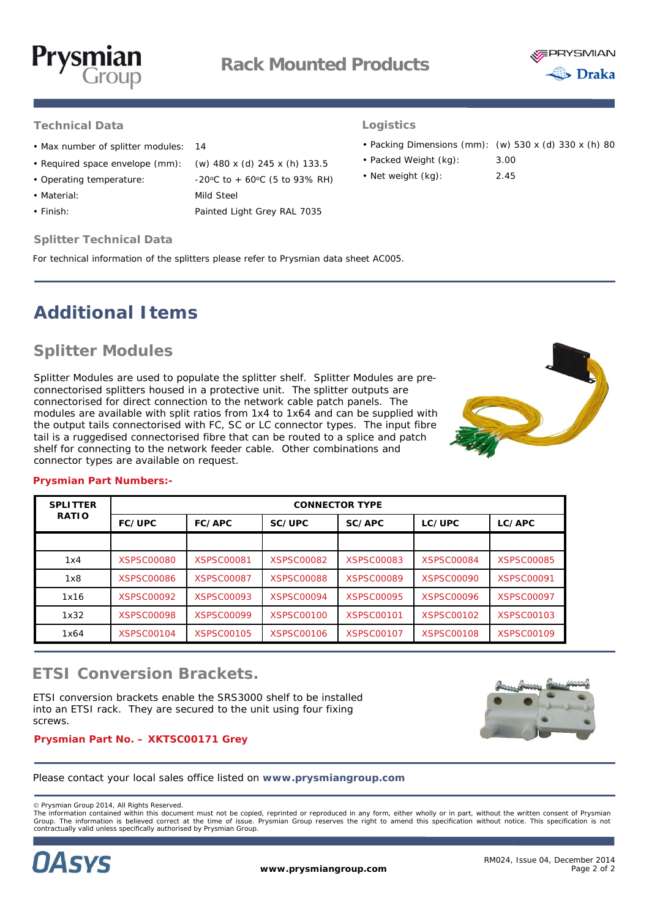## Technical Data

- Max number of splitter modules: 14
- Required space envelope (mm): (w) 480 x (d) 245 x (h) 133.5
- Operating temperature: -20ºC to + 60ºC (5 to 93% RH)
- Material: Mild Steel
- Finish: Painted Light Grey RAL 7035

## Logistics

- Packing Dimensions (mm): (w) 530 x (d) 330 x (h) 80
- Packed Weight (kg): 3.00
- Net weight (kg): 2.45

## Splitter Technical Data

For technical information of the splitters please refer to Prysmian data sheet AC005.

# Additional Items

## Splitter Modules

Splitter Modules are used to populate the splitter shelf. Splitter Modules are pre-connectorised splitters housed in a protective unit. The splitter outputs are connectorised for direct connection to the network cable patch panels. The modules are available with split ratios from 1x4 to 1x64 and can be supplied with the output tails connectorised with FC, SC or LC connector types. The input fibre tail is a ruggedised connectorised fibre that can be routed to a splice and patch shelf for connecting to the network feeder cable. Other combinations and connector types are available on request.

**Prysmian Part Numbers:-**

| SPLITTER RATIO | CONNECTOR TYPE | | | | | |
|---|---|---|---|---|---|---|
| | FC/UPC | FC/APC | SC/UPC | SC/APC | LC/UPC | LC/APC |
| | | | | | | |
| 1x4 | XSPSC00080 | XSPSC00081 | XSPSC00082 | XSPSC00083 | XSPSC00084 | XSPSC00085 |
| 1x8 | XSPSC00086 | XSPSC00087 | XSPSC00088 | XSPSC00089 | XSPSC00090 | XSPSC00091 |
| 1x16 | XSPSC00092 | XSPSC00093 | XSPSC00094 | XSPSC00095 | XSPSC00096 | XSPSC00097 |
| 1x32 | XSPSC00098 | XSPSC00099 | XSPSC00100 | XSPSC00101 | XSPSC00102 | XSPSC00103 |
| 1x64 | XSPSC00104 | XSPSC00105 | XSPSC00106 | XSPSC00107 | XSPSC00108 | XSPSC00109 |

## ETSI Conversion Brackets.

ETSI conversion brackets enable the SRS3000 shelf to be installed into an ETSI rack. They are secured to the unit using four fixing screws.

**Prysmian Part No. – XKTSC00171 Grey**

Please contact your local sales office listed on **www.prysmiangroup.com**

© Prysmian Group 2014, All Rights Reserved.
The information contained within this document must not be copied, reprinted or reproduced in any form, either wholly or in part, without the written consent of Prysmian Group. The information is believed correct at the time of issue. Prysmian Group reserves the right to amend this specification without notice. This specification is not contractually valid unless specifically authorised by Prysmian Group.

RM024, Issue 04, December 2014